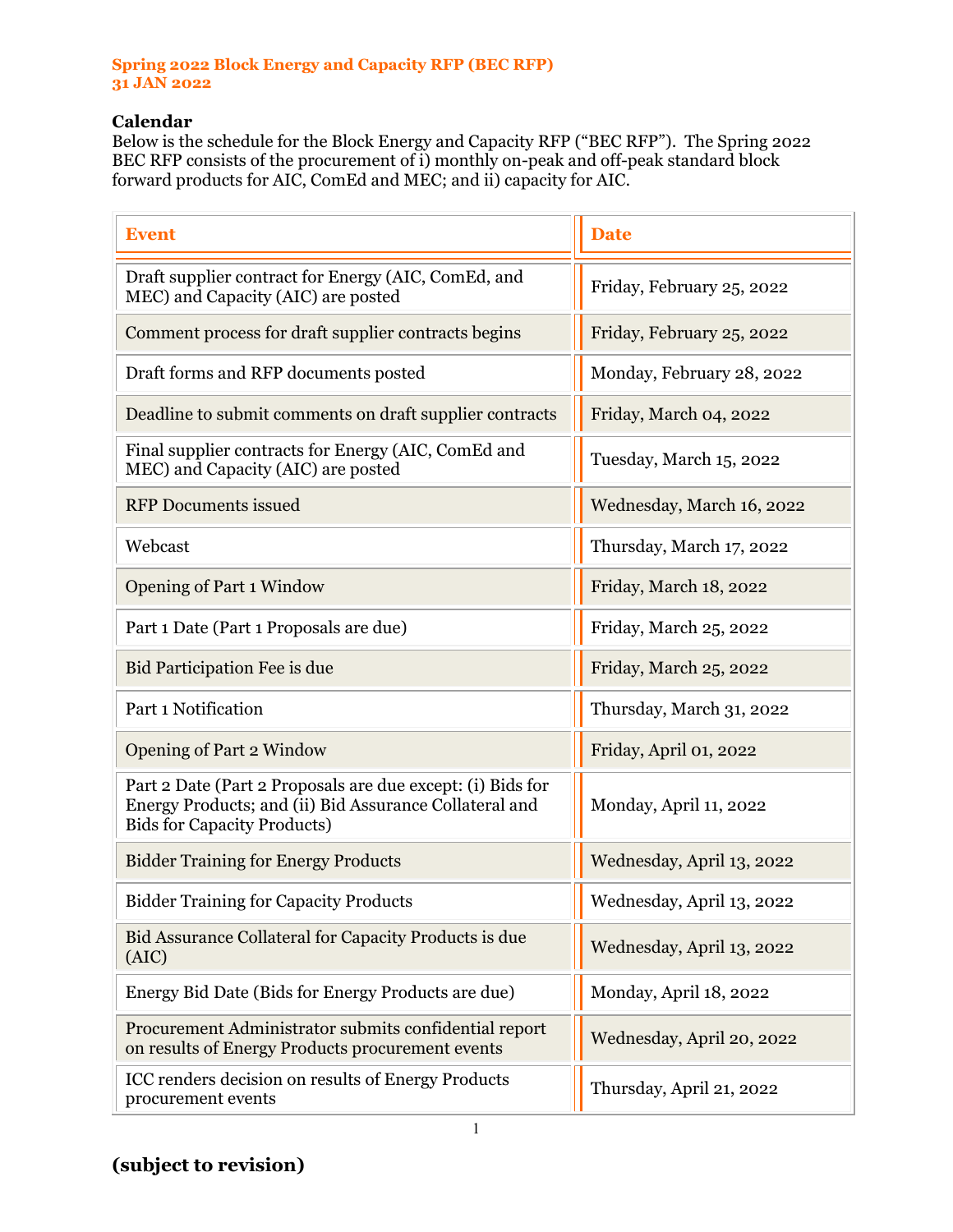**Spring 2022 Block Energy and Capacity RFP (BEC RFP)**
**31 JAN 2022**

### Calendar

Below is the schedule for the Block Energy and Capacity RFP ("BEC RFP"). The Spring 2022 BEC RFP consists of the procurement of i) monthly on-peak and off-peak standard block forward products for AIC, ComEd and MEC; and ii) capacity for AIC.

| Event | Date |
|---|---|
| Draft supplier contract for Energy (AIC, ComEd, and MEC) and Capacity (AIC) are posted | Friday, February 25, 2022 |
| Comment process for draft supplier contracts begins | Friday, February 25, 2022 |
| Draft forms and RFP documents posted | Monday, February 28, 2022 |
| Deadline to submit comments on draft supplier contracts | Friday, March 04, 2022 |
| Final supplier contracts for Energy (AIC, ComEd and MEC) and Capacity (AIC) are posted | Tuesday, March 15, 2022 |
| RFP Documents issued | Wednesday, March 16, 2022 |
| Webcast | Thursday, March 17, 2022 |
| Opening of Part 1 Window | Friday, March 18, 2022 |
| Part 1 Date (Part 1 Proposals are due) | Friday, March 25, 2022 |
| Bid Participation Fee is due | Friday, March 25, 2022 |
| Part 1 Notification | Thursday, March 31, 2022 |
| Opening of Part 2 Window | Friday, April 01, 2022 |
| Part 2 Date (Part 2 Proposals are due except: (i) Bids for Energy Products; and (ii) Bid Assurance Collateral and Bids for Capacity Products) | Monday, April 11, 2022 |
| Bidder Training for Energy Products | Wednesday, April 13, 2022 |
| Bidder Training for Capacity Products | Wednesday, April 13, 2022 |
| Bid Assurance Collateral for Capacity Products is due (AIC) | Wednesday, April 13, 2022 |
| Energy Bid Date (Bids for Energy Products are due) | Monday, April 18, 2022 |
| Procurement Administrator submits confidential report on results of Energy Products procurement events | Wednesday, April 20, 2022 |
| ICC renders decision on results of Energy Products procurement events | Thursday, April 21, 2022 |

**(subject to revision)**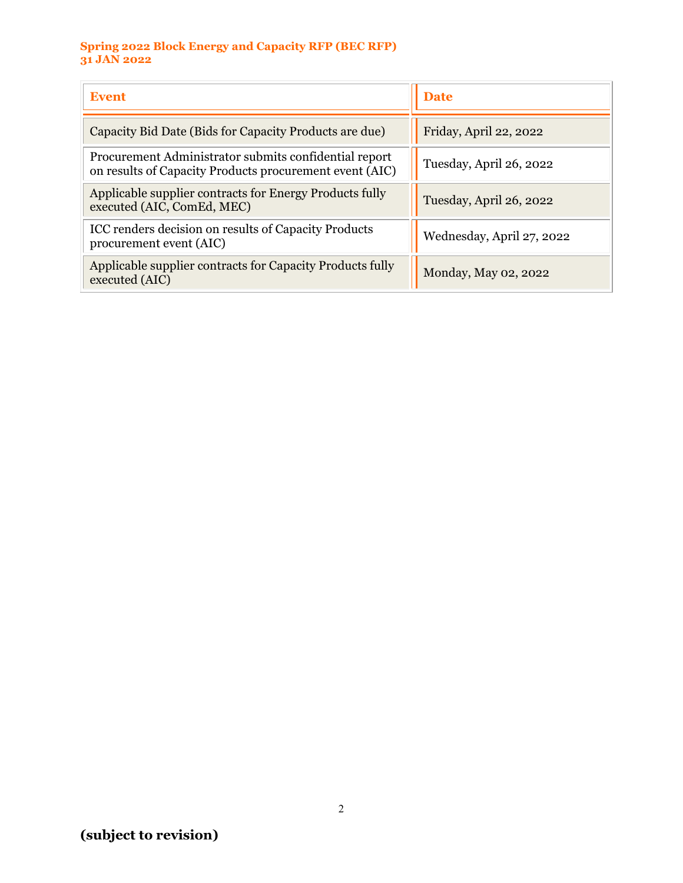**Spring 2022 Block Energy and Capacity RFP (BEC RFP)**
**31 JAN 2022**

| Event | Date |
| --- | --- |
| Capacity Bid Date (Bids for Capacity Products are due) | Friday, April 22, 2022 |
| Procurement Administrator submits confidential report on results of Capacity Products procurement event (AIC) | Tuesday, April 26, 2022 |
| Applicable supplier contracts for Energy Products fully executed (AIC, ComEd, MEC) | Tuesday, April 26, 2022 |
| ICC renders decision on results of Capacity Products procurement event (AIC) | Wednesday, April 27, 2022 |
| Applicable supplier contracts for Capacity Products fully executed (AIC) | Monday, May 02, 2022 |

**(subject to revision)**